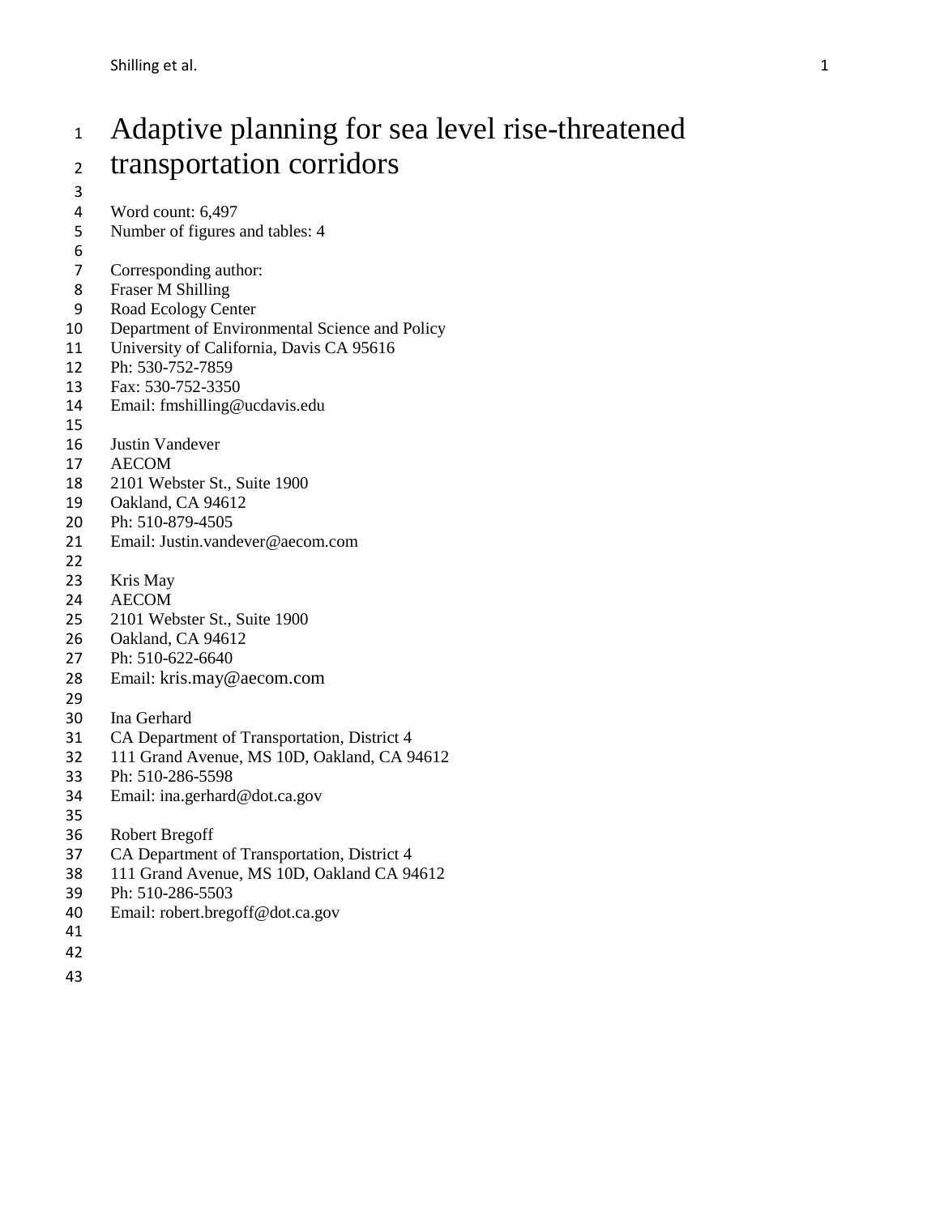# Adaptive planning for sea level rise-threatened transportation corridors

Word count: 6,497
Number of figures and tables: 4

Corresponding author:
Fraser M Shilling
Road Ecology Center
Department of Environmental Science and Policy
University of California, Davis CA 95616
Ph: 530-752-7859
Fax: 530-752-3350
Email: fmshilling@ucdavis.edu

Justin Vandever
AECOM
2101 Webster St., Suite 1900
Oakland, CA 94612
Ph: 510-879-4505
Email: Justin.vandever@aecom.com

Kris May
AECOM
2101 Webster St., Suite 1900
Oakland, CA 94612
Ph: 510-622-6640
Email: kris.may@aecom.com

Ina Gerhard
CA Department of Transportation, District 4
111 Grand Avenue, MS 10D, Oakland, CA 94612
Ph: 510-286-5598
Email: ina.gerhard@dot.ca.gov

Robert Bregoff
CA Department of Transportation, District 4
111 Grand Avenue, MS 10D, Oakland CA 94612
Ph: 510-286-5503
Email: robert.bregoff@dot.ca.gov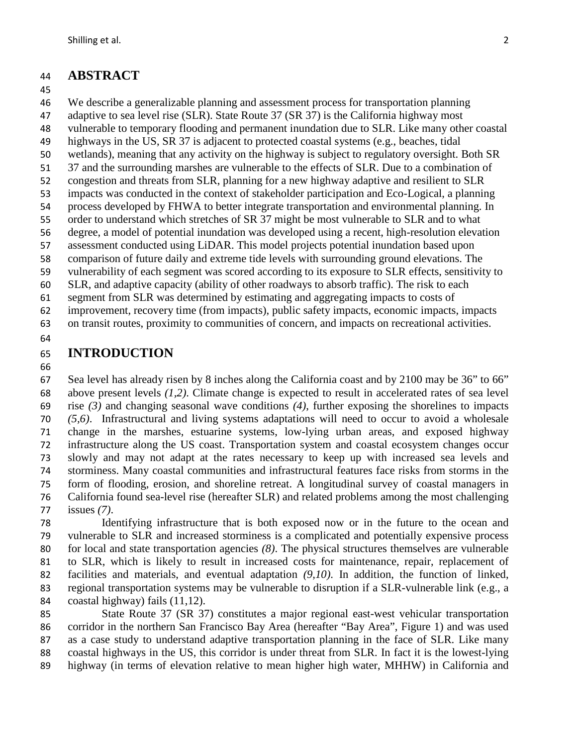## ABSTRACT

We describe a generalizable planning and assessment process for transportation planning adaptive to sea level rise (SLR). State Route 37 (SR 37) is the California highway most vulnerable to temporary flooding and permanent inundation due to SLR. Like many other coastal highways in the US, SR 37 is adjacent to protected coastal systems (e.g., beaches, tidal wetlands), meaning that any activity on the highway is subject to regulatory oversight. Both SR 37 and the surrounding marshes are vulnerable to the effects of SLR. Due to a combination of congestion and threats from SLR, planning for a new highway adaptive and resilient to SLR impacts was conducted in the context of stakeholder participation and Eco-Logical, a planning process developed by FHWA to better integrate transportation and environmental planning. In order to understand which stretches of SR 37 might be most vulnerable to SLR and to what degree, a model of potential inundation was developed using a recent, high-resolution elevation assessment conducted using LiDAR. This model projects potential inundation based upon comparison of future daily and extreme tide levels with surrounding ground elevations. The vulnerability of each segment was scored according to its exposure to SLR effects, sensitivity to SLR, and adaptive capacity (ability of other roadways to absorb traffic). The risk to each segment from SLR was determined by estimating and aggregating impacts to costs of improvement, recovery time (from impacts), public safety impacts, economic impacts, impacts on transit routes, proximity to communities of concern, and impacts on recreational activities.

## INTRODUCTION

Sea level has already risen by 8 inches along the California coast and by 2100 may be 36" to 66" above present levels *(1,2)*. Climate change is expected to result in accelerated rates of sea level rise *(3)* and changing seasonal wave conditions *(4)*, further exposing the shorelines to impacts *(5,6)*. Infrastructural and living systems adaptations will need to occur to avoid a wholesale change in the marshes, estuarine systems, low-lying urban areas, and exposed highway infrastructure along the US coast. Transportation system and coastal ecosystem changes occur slowly and may not adapt at the rates necessary to keep up with increased sea levels and storminess. Many coastal communities and infrastructural features face risks from storms in the form of flooding, erosion, and shoreline retreat. A longitudinal survey of coastal managers in California found sea-level rise (hereafter SLR) and related problems among the most challenging issues *(7)*.

Identifying infrastructure that is both exposed now or in the future to the ocean and vulnerable to SLR and increased storminess is a complicated and potentially expensive process for local and state transportation agencies *(8)*. The physical structures themselves are vulnerable to SLR, which is likely to result in increased costs for maintenance, repair, replacement of facilities and materials, and eventual adaptation *(9,10)*. In addition, the function of linked, regional transportation systems may be vulnerable to disruption if a SLR-vulnerable link (e.g., a coastal highway) fails (11,12).

State Route 37 (SR 37) constitutes a major regional east-west vehicular transportation corridor in the northern San Francisco Bay Area (hereafter "Bay Area", Figure 1) and was used as a case study to understand adaptive transportation planning in the face of SLR. Like many coastal highways in the US, this corridor is under threat from SLR. In fact it is the lowest-lying highway (in terms of elevation relative to mean higher high water, MHHW) in California and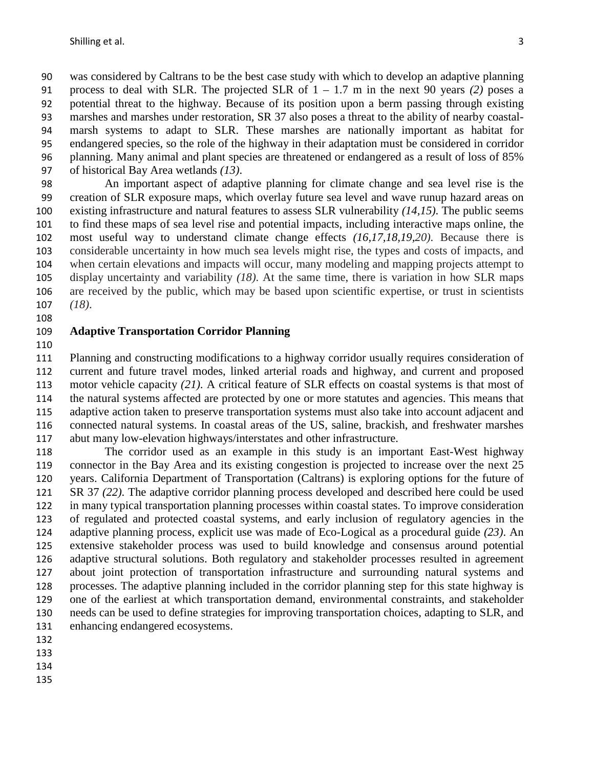was considered by Caltrans to be the best case study with which to develop an adaptive planning process to deal with SLR. The projected SLR of 1 – 1.7 m in the next 90 years *(2)* poses a potential threat to the highway. Because of its position upon a berm passing through existing marshes and marshes under restoration, SR 37 also poses a threat to the ability of nearby coastal-marsh systems to adapt to SLR. These marshes are nationally important as habitat for endangered species, so the role of the highway in their adaptation must be considered in corridor planning. Many animal and plant species are threatened or endangered as a result of loss of 85% of historical Bay Area wetlands *(13)*.

An important aspect of adaptive planning for climate change and sea level rise is the creation of SLR exposure maps, which overlay future sea level and wave runup hazard areas on existing infrastructure and natural features to assess SLR vulnerability *(14,15)*. The public seems to find these maps of sea level rise and potential impacts, including interactive maps online, the most useful way to understand climate change effects *(16,17,18,19,20)*. Because there is considerable uncertainty in how much sea levels might rise, the types and costs of impacts, and when certain elevations and impacts will occur, many modeling and mapping projects attempt to display uncertainty and variability *(18)*. At the same time, there is variation in how SLR maps are received by the public, which may be based upon scientific expertise, or trust in scientists *(18)*.

## Adaptive Transportation Corridor Planning

Planning and constructing modifications to a highway corridor usually requires consideration of current and future travel modes, linked arterial roads and highway, and current and proposed motor vehicle capacity *(21)*. A critical feature of SLR effects on coastal systems is that most of the natural systems affected are protected by one or more statutes and agencies. This means that adaptive action taken to preserve transportation systems must also take into account adjacent and connected natural systems. In coastal areas of the US, saline, brackish, and freshwater marshes abut many low-elevation highways/interstates and other infrastructure.

The corridor used as an example in this study is an important East-West highway connector in the Bay Area and its existing congestion is projected to increase over the next 25 years. California Department of Transportation (Caltrans) is exploring options for the future of SR 37 *(22)*. The adaptive corridor planning process developed and described here could be used in many typical transportation planning processes within coastal states. To improve consideration of regulated and protected coastal systems, and early inclusion of regulatory agencies in the adaptive planning process, explicit use was made of Eco-Logical as a procedural guide *(23)*. An extensive stakeholder process was used to build knowledge and consensus around potential adaptive structural solutions. Both regulatory and stakeholder processes resulted in agreement about joint protection of transportation infrastructure and surrounding natural systems and processes. The adaptive planning included in the corridor planning step for this state highway is one of the earliest at which transportation demand, environmental constraints, and stakeholder needs can be used to define strategies for improving transportation choices, adapting to SLR, and enhancing endangered ecosystems.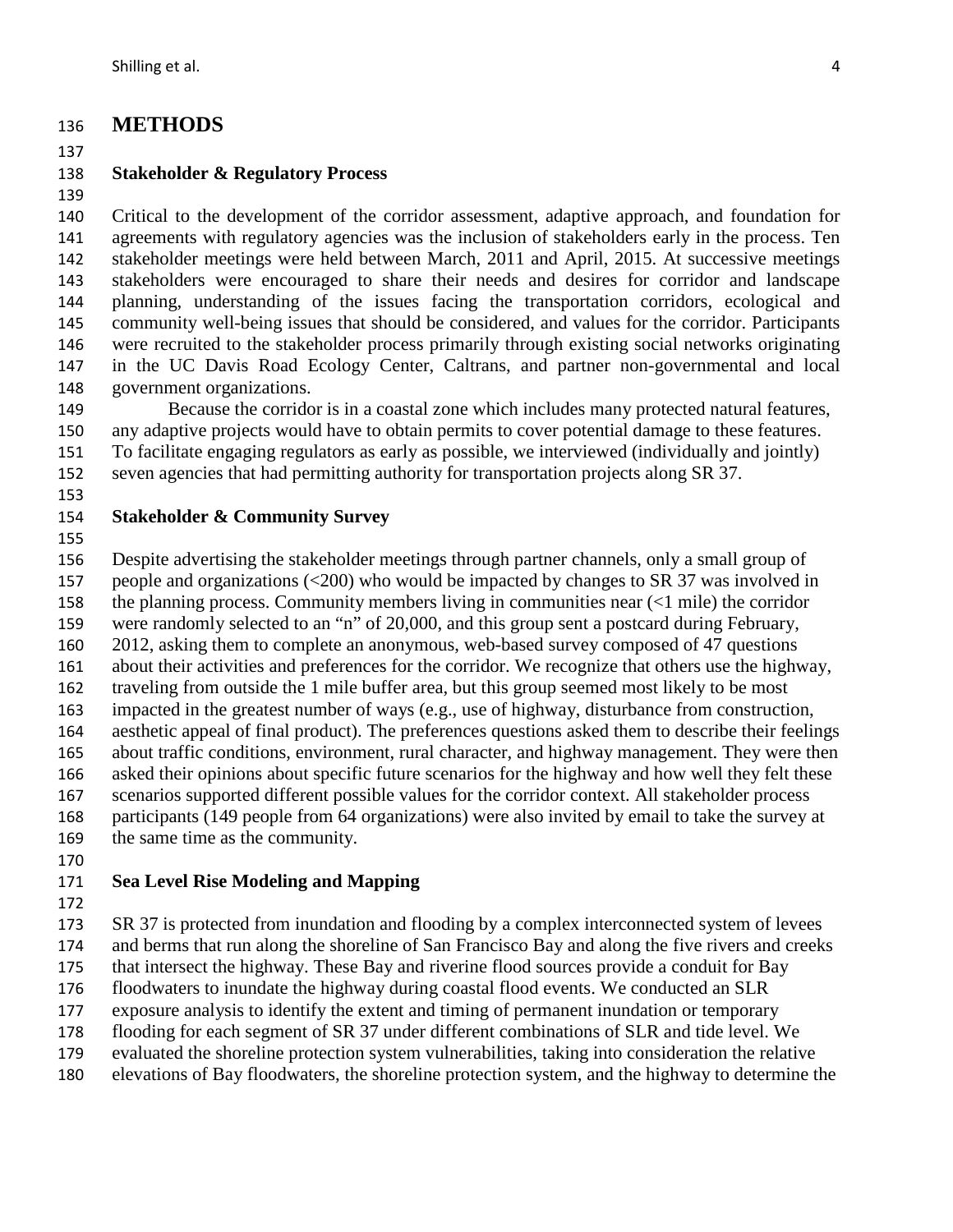# METHODS

## Stakeholder & Regulatory Process

Critical to the development of the corridor assessment, adaptive approach, and foundation for agreements with regulatory agencies was the inclusion of stakeholders early in the process. Ten stakeholder meetings were held between March, 2011 and April, 2015. At successive meetings stakeholders were encouraged to share their needs and desires for corridor and landscape planning, understanding of the issues facing the transportation corridors, ecological and community well-being issues that should be considered, and values for the corridor. Participants were recruited to the stakeholder process primarily through existing social networks originating in the UC Davis Road Ecology Center, Caltrans, and partner non-governmental and local government organizations.

Because the corridor is in a coastal zone which includes many protected natural features, any adaptive projects would have to obtain permits to cover potential damage to these features. To facilitate engaging regulators as early as possible, we interviewed (individually and jointly) seven agencies that had permitting authority for transportation projects along SR 37.

## Stakeholder & Community Survey

Despite advertising the stakeholder meetings through partner channels, only a small group of people and organizations (<200) who would be impacted by changes to SR 37 was involved in the planning process. Community members living in communities near (<1 mile) the corridor were randomly selected to an "n" of 20,000, and this group sent a postcard during February, 2012, asking them to complete an anonymous, web-based survey composed of 47 questions about their activities and preferences for the corridor. We recognize that others use the highway, traveling from outside the 1 mile buffer area, but this group seemed most likely to be most impacted in the greatest number of ways (e.g., use of highway, disturbance from construction, aesthetic appeal of final product). The preferences questions asked them to describe their feelings about traffic conditions, environment, rural character, and highway management. They were then asked their opinions about specific future scenarios for the highway and how well they felt these scenarios supported different possible values for the corridor context. All stakeholder process participants (149 people from 64 organizations) were also invited by email to take the survey at the same time as the community.

## Sea Level Rise Modeling and Mapping

SR 37 is protected from inundation and flooding by a complex interconnected system of levees and berms that run along the shoreline of San Francisco Bay and along the five rivers and creeks that intersect the highway. These Bay and riverine flood sources provide a conduit for Bay floodwaters to inundate the highway during coastal flood events. We conducted an SLR exposure analysis to identify the extent and timing of permanent inundation or temporary flooding for each segment of SR 37 under different combinations of SLR and tide level. We evaluated the shoreline protection system vulnerabilities, taking into consideration the relative elevations of Bay floodwaters, the shoreline protection system, and the highway to determine the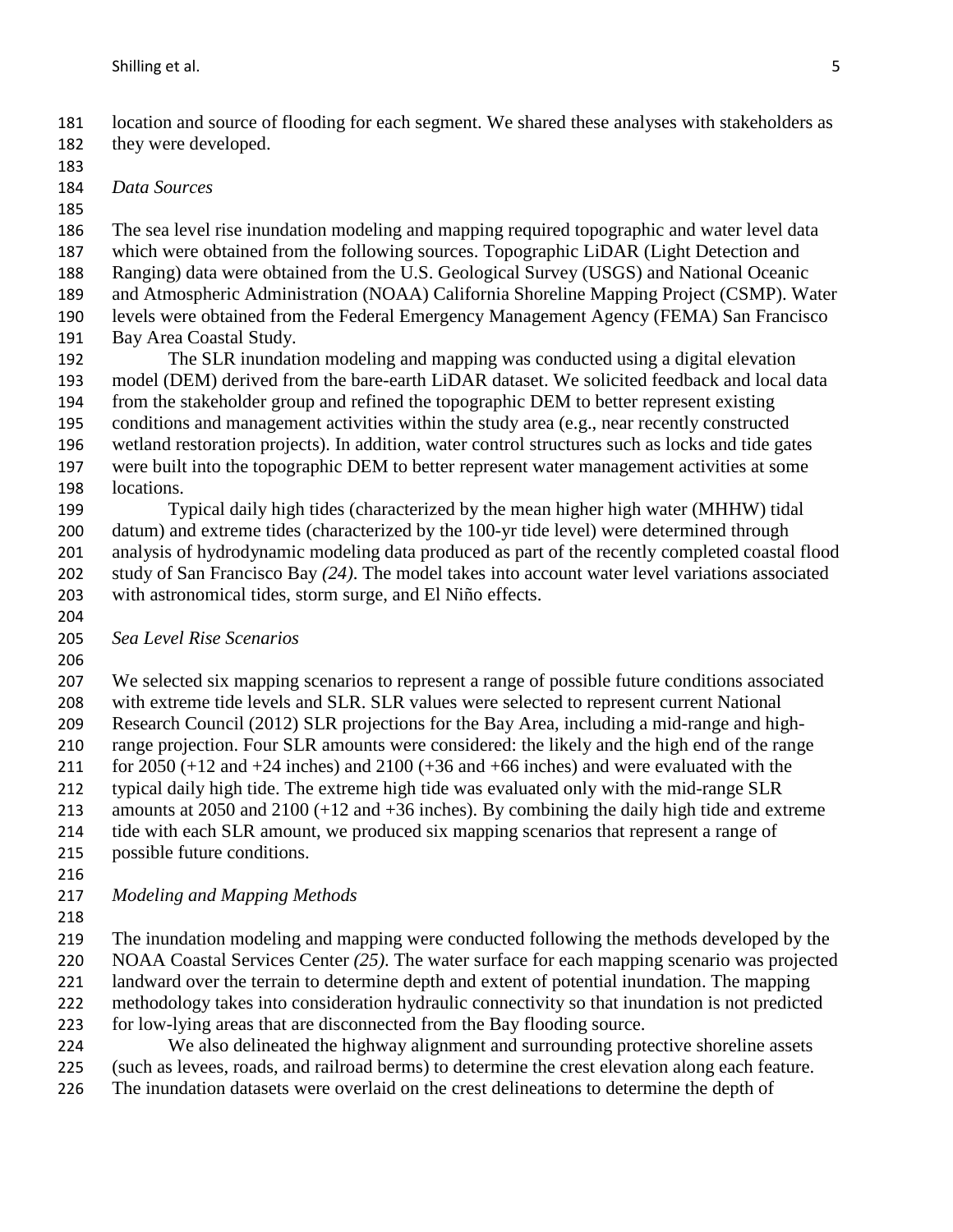location and source of flooding for each segment. We shared these analyses with stakeholders as they were developed.

*Data Sources*

The sea level rise inundation modeling and mapping required topographic and water level data which were obtained from the following sources. Topographic LiDAR (Light Detection and Ranging) data were obtained from the U.S. Geological Survey (USGS) and National Oceanic and Atmospheric Administration (NOAA) California Shoreline Mapping Project (CSMP). Water levels were obtained from the Federal Emergency Management Agency (FEMA) San Francisco Bay Area Coastal Study.

The SLR inundation modeling and mapping was conducted using a digital elevation model (DEM) derived from the bare-earth LiDAR dataset. We solicited feedback and local data from the stakeholder group and refined the topographic DEM to better represent existing conditions and management activities within the study area (e.g., near recently constructed wetland restoration projects). In addition, water control structures such as locks and tide gates were built into the topographic DEM to better represent water management activities at some locations.

Typical daily high tides (characterized by the mean higher high water (MHHW) tidal datum) and extreme tides (characterized by the 100-yr tide level) were determined through analysis of hydrodynamic modeling data produced as part of the recently completed coastal flood study of San Francisco Bay *(24)*. The model takes into account water level variations associated with astronomical tides, storm surge, and El Niño effects.

*Sea Level Rise Scenarios*

We selected six mapping scenarios to represent a range of possible future conditions associated with extreme tide levels and SLR. SLR values were selected to represent current National Research Council (2012) SLR projections for the Bay Area, including a mid-range and high-range projection. Four SLR amounts were considered: the likely and the high end of the range for 2050 (+12 and +24 inches) and 2100 (+36 and +66 inches) and were evaluated with the typical daily high tide. The extreme high tide was evaluated only with the mid-range SLR amounts at 2050 and 2100 (+12 and +36 inches). By combining the daily high tide and extreme tide with each SLR amount, we produced six mapping scenarios that represent a range of possible future conditions.

*Modeling and Mapping Methods*

The inundation modeling and mapping were conducted following the methods developed by the NOAA Coastal Services Center *(25)*. The water surface for each mapping scenario was projected landward over the terrain to determine depth and extent of potential inundation. The mapping methodology takes into consideration hydraulic connectivity so that inundation is not predicted for low-lying areas that are disconnected from the Bay flooding source.

We also delineated the highway alignment and surrounding protective shoreline assets (such as levees, roads, and railroad berms) to determine the crest elevation along each feature. The inundation datasets were overlaid on the crest delineations to determine the depth of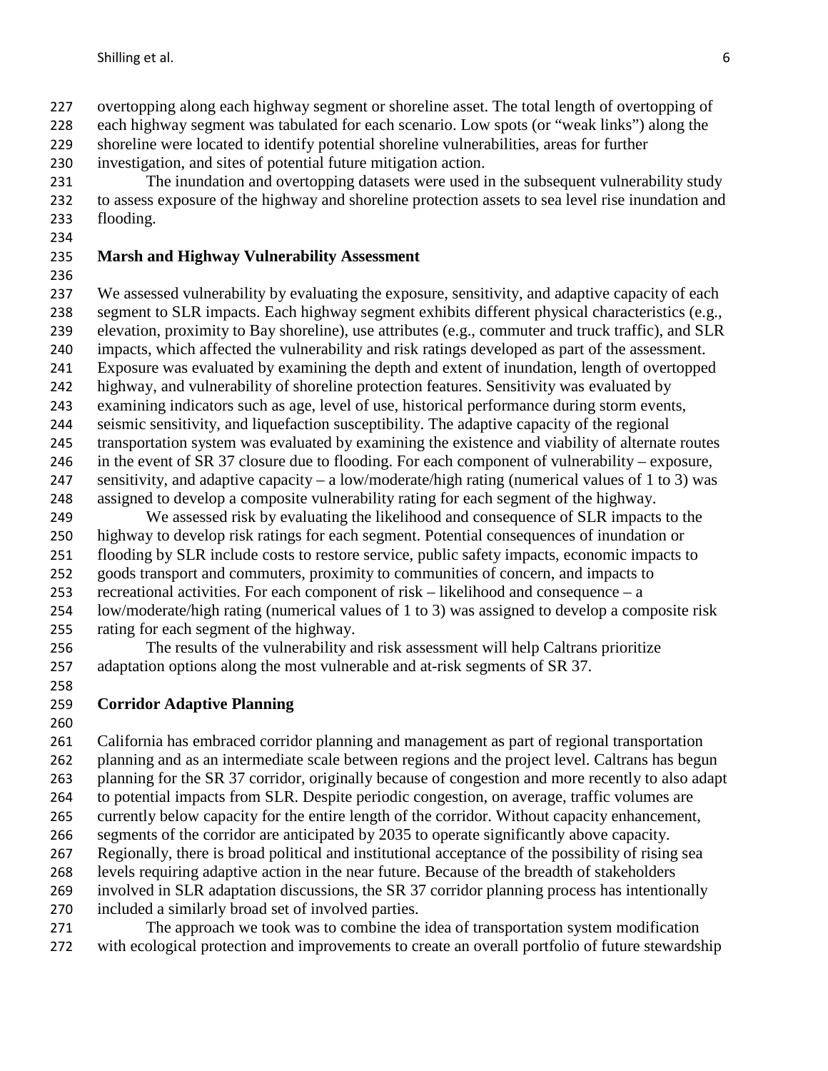overtopping along each highway segment or shoreline asset. The total length of overtopping of each highway segment was tabulated for each scenario. Low spots (or "weak links") along the shoreline were located to identify potential shoreline vulnerabilities, areas for further investigation, and sites of potential future mitigation action.

The inundation and overtopping datasets were used in the subsequent vulnerability study to assess exposure of the highway and shoreline protection assets to sea level rise inundation and flooding.

## Marsh and Highway Vulnerability Assessment

We assessed vulnerability by evaluating the exposure, sensitivity, and adaptive capacity of each segment to SLR impacts. Each highway segment exhibits different physical characteristics (e.g., elevation, proximity to Bay shoreline), use attributes (e.g., commuter and truck traffic), and SLR impacts, which affected the vulnerability and risk ratings developed as part of the assessment. Exposure was evaluated by examining the depth and extent of inundation, length of overtopped highway, and vulnerability of shoreline protection features. Sensitivity was evaluated by examining indicators such as age, level of use, historical performance during storm events, seismic sensitivity, and liquefaction susceptibility. The adaptive capacity of the regional transportation system was evaluated by examining the existence and viability of alternate routes in the event of SR 37 closure due to flooding. For each component of vulnerability – exposure, sensitivity, and adaptive capacity – a low/moderate/high rating (numerical values of 1 to 3) was assigned to develop a composite vulnerability rating for each segment of the highway.

We assessed risk by evaluating the likelihood and consequence of SLR impacts to the highway to develop risk ratings for each segment. Potential consequences of inundation or flooding by SLR include costs to restore service, public safety impacts, economic impacts to goods transport and commuters, proximity to communities of concern, and impacts to recreational activities. For each component of risk – likelihood and consequence – a low/moderate/high rating (numerical values of 1 to 3) was assigned to develop a composite risk rating for each segment of the highway.

The results of the vulnerability and risk assessment will help Caltrans prioritize adaptation options along the most vulnerable and at-risk segments of SR 37.

## Corridor Adaptive Planning

California has embraced corridor planning and management as part of regional transportation planning and as an intermediate scale between regions and the project level. Caltrans has begun planning for the SR 37 corridor, originally because of congestion and more recently to also adapt to potential impacts from SLR. Despite periodic congestion, on average, traffic volumes are currently below capacity for the entire length of the corridor. Without capacity enhancement, segments of the corridor are anticipated by 2035 to operate significantly above capacity. Regionally, there is broad political and institutional acceptance of the possibility of rising sea levels requiring adaptive action in the near future. Because of the breadth of stakeholders involved in SLR adaptation discussions, the SR 37 corridor planning process has intentionally included a similarly broad set of involved parties.

The approach we took was to combine the idea of transportation system modification with ecological protection and improvements to create an overall portfolio of future stewardship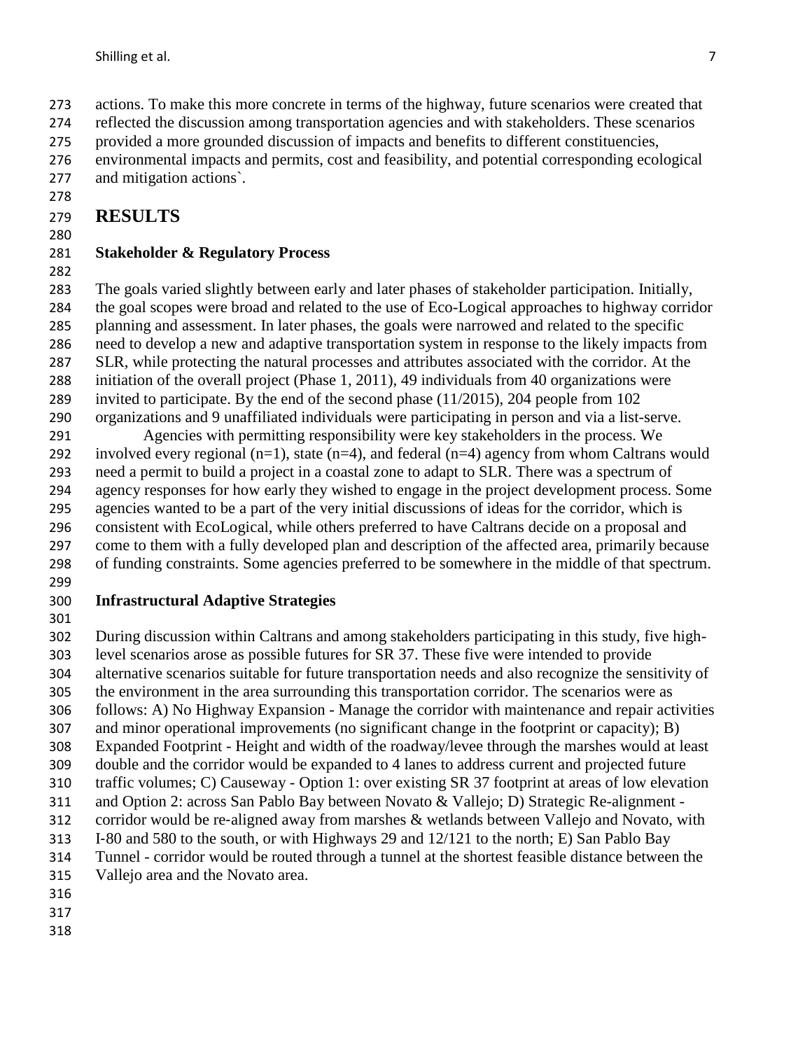actions. To make this more concrete in terms of the highway, future scenarios were created that reflected the discussion among transportation agencies and with stakeholders. These scenarios provided a more grounded discussion of impacts and benefits to different constituencies, environmental impacts and permits, cost and feasibility, and potential corresponding ecological and mitigation actions`.

# RESULTS

## Stakeholder & Regulatory Process

The goals varied slightly between early and later phases of stakeholder participation. Initially, the goal scopes were broad and related to the use of Eco-Logical approaches to highway corridor planning and assessment. In later phases, the goals were narrowed and related to the specific need to develop a new and adaptive transportation system in response to the likely impacts from SLR, while protecting the natural processes and attributes associated with the corridor. At the initiation of the overall project (Phase 1, 2011), 49 individuals from 40 organizations were invited to participate. By the end of the second phase (11/2015), 204 people from 102 organizations and 9 unaffiliated individuals were participating in person and via a list-serve.

Agencies with permitting responsibility were key stakeholders in the process. We involved every regional (n=1), state (n=4), and federal (n=4) agency from whom Caltrans would need a permit to build a project in a coastal zone to adapt to SLR. There was a spectrum of agency responses for how early they wished to engage in the project development process. Some agencies wanted to be a part of the very initial discussions of ideas for the corridor, which is consistent with EcoLogical, while others preferred to have Caltrans decide on a proposal and come to them with a fully developed plan and description of the affected area, primarily because of funding constraints. Some agencies preferred to be somewhere in the middle of that spectrum.

## Infrastructural Adaptive Strategies

During discussion within Caltrans and among stakeholders participating in this study, five high-level scenarios arose as possible futures for SR 37. These five were intended to provide alternative scenarios suitable for future transportation needs and also recognize the sensitivity of the environment in the area surrounding this transportation corridor. The scenarios were as follows: A) No Highway Expansion - Manage the corridor with maintenance and repair activities and minor operational improvements (no significant change in the footprint or capacity); B) Expanded Footprint - Height and width of the roadway/levee through the marshes would at least double and the corridor would be expanded to 4 lanes to address current and projected future traffic volumes; C) Causeway - Option 1: over existing SR 37 footprint at areas of low elevation and Option 2: across San Pablo Bay between Novato & Vallejo; D) Strategic Re-alignment - corridor would be re-aligned away from marshes & wetlands between Vallejo and Novato, with I-80 and 580 to the south, or with Highways 29 and 12/121 to the north; E) San Pablo Bay Tunnel - corridor would be routed through a tunnel at the shortest feasible distance between the Vallejo area and the Novato area.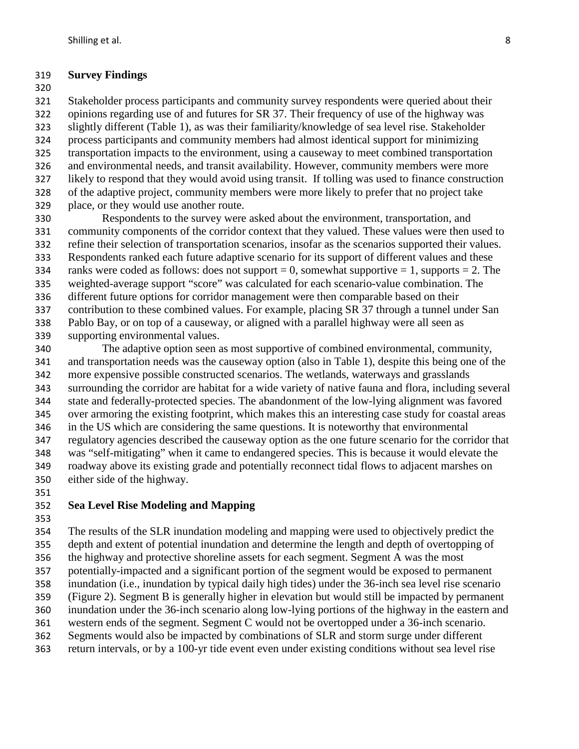## Survey Findings

Stakeholder process participants and community survey respondents were queried about their opinions regarding use of and futures for SR 37. Their frequency of use of the highway was slightly different (Table 1), as was their familiarity/knowledge of sea level rise. Stakeholder process participants and community members had almost identical support for minimizing transportation impacts to the environment, using a causeway to meet combined transportation and environmental needs, and transit availability. However, community members were more likely to respond that they would avoid using transit. If tolling was used to finance construction of the adaptive project, community members were more likely to prefer that no project take place, or they would use another route.

Respondents to the survey were asked about the environment, transportation, and community components of the corridor context that they valued. These values were then used to refine their selection of transportation scenarios, insofar as the scenarios supported their values. Respondents ranked each future adaptive scenario for its support of different values and these ranks were coded as follows: does not support = 0, somewhat supportive = 1, supports = 2. The weighted-average support "score" was calculated for each scenario-value combination. The different future options for corridor management were then comparable based on their contribution to these combined values. For example, placing SR 37 through a tunnel under San Pablo Bay, or on top of a causeway, or aligned with a parallel highway were all seen as supporting environmental values.

The adaptive option seen as most supportive of combined environmental, community, and transportation needs was the causeway option (also in Table 1), despite this being one of the more expensive possible constructed scenarios. The wetlands, waterways and grasslands surrounding the corridor are habitat for a wide variety of native fauna and flora, including several state and federally-protected species. The abandonment of the low-lying alignment was favored over armoring the existing footprint, which makes this an interesting case study for coastal areas in the US which are considering the same questions. It is noteworthy that environmental regulatory agencies described the causeway option as the one future scenario for the corridor that was "self-mitigating" when it came to endangered species. This is because it would elevate the roadway above its existing grade and potentially reconnect tidal flows to adjacent marshes on either side of the highway.

## Sea Level Rise Modeling and Mapping

The results of the SLR inundation modeling and mapping were used to objectively predict the depth and extent of potential inundation and determine the length and depth of overtopping of the highway and protective shoreline assets for each segment. Segment A was the most potentially-impacted and a significant portion of the segment would be exposed to permanent inundation (i.e., inundation by typical daily high tides) under the 36-inch sea level rise scenario (Figure 2). Segment B is generally higher in elevation but would still be impacted by permanent inundation under the 36-inch scenario along low-lying portions of the highway in the eastern and western ends of the segment. Segment C would not be overtopped under a 36-inch scenario. Segments would also be impacted by combinations of SLR and storm surge under different return intervals, or by a 100-yr tide event even under existing conditions without sea level rise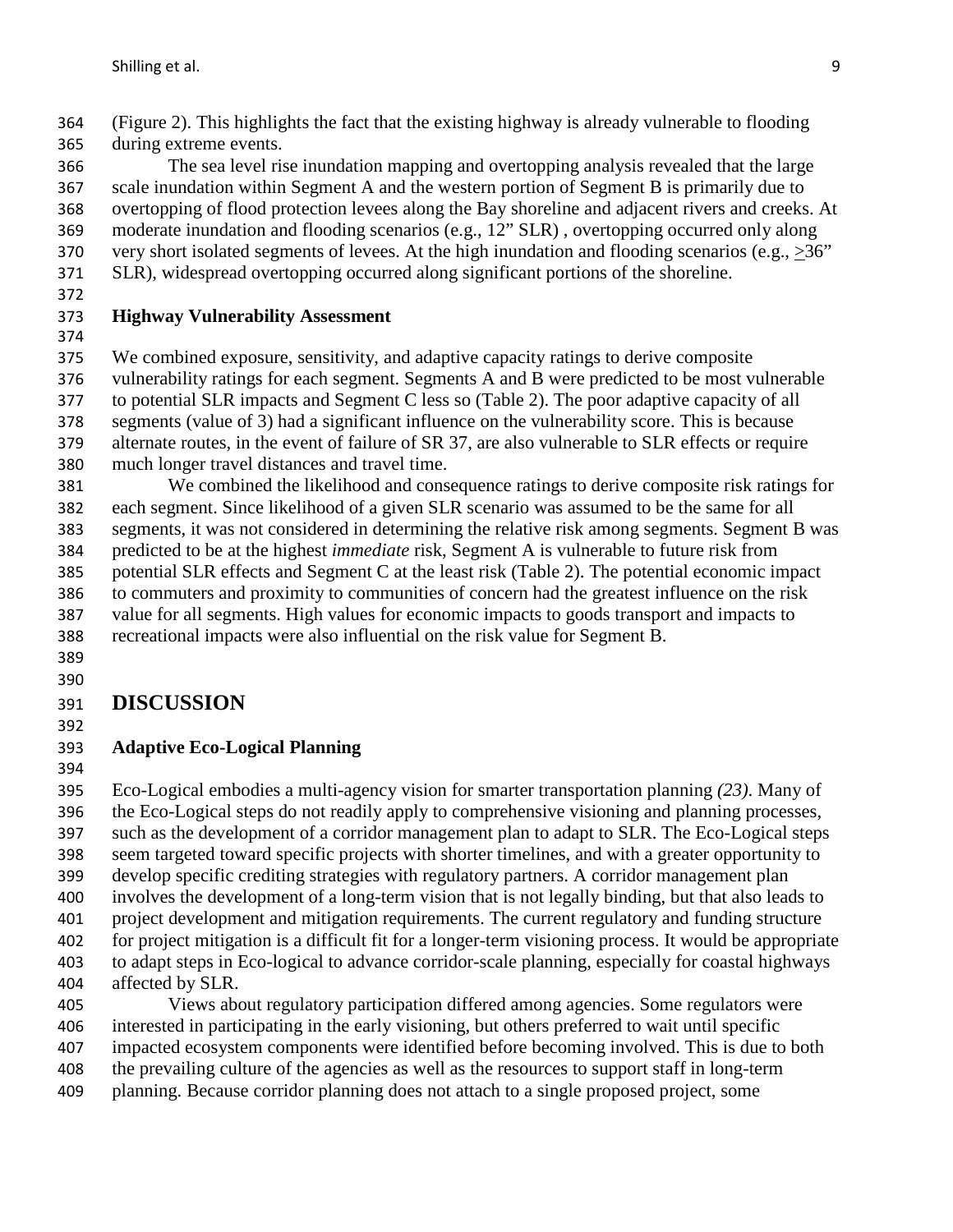(Figure 2). This highlights the fact that the existing highway is already vulnerable to flooding during extreme events.

The sea level rise inundation mapping and overtopping analysis revealed that the large scale inundation within Segment A and the western portion of Segment B is primarily due to overtopping of flood protection levees along the Bay shoreline and adjacent rivers and creeks. At moderate inundation and flooding scenarios (e.g., 12" SLR) , overtopping occurred only along very short isolated segments of levees. At the high inundation and flooding scenarios (e.g., $\geq$36" SLR), widespread overtopping occurred along significant portions of the shoreline.

### Highway Vulnerability Assessment

We combined exposure, sensitivity, and adaptive capacity ratings to derive composite vulnerability ratings for each segment. Segments A and B were predicted to be most vulnerable to potential SLR impacts and Segment C less so (Table 2). The poor adaptive capacity of all segments (value of 3) had a significant influence on the vulnerability score. This is because alternate routes, in the event of failure of SR 37, are also vulnerable to SLR effects or require much longer travel distances and travel time.

We combined the likelihood and consequence ratings to derive composite risk ratings for each segment. Since likelihood of a given SLR scenario was assumed to be the same for all segments, it was not considered in determining the relative risk among segments. Segment B was predicted to be at the highest *immediate* risk, Segment A is vulnerable to future risk from potential SLR effects and Segment C at the least risk (Table 2). The potential economic impact to commuters and proximity to communities of concern had the greatest influence on the risk value for all segments. High values for economic impacts to goods transport and impacts to recreational impacts were also influential on the risk value for Segment B.

## DISCUSSION

### Adaptive Eco-Logical Planning

Eco-Logical embodies a multi-agency vision for smarter transportation planning *(23)*. Many of the Eco-Logical steps do not readily apply to comprehensive visioning and planning processes, such as the development of a corridor management plan to adapt to SLR. The Eco-Logical steps seem targeted toward specific projects with shorter timelines, and with a greater opportunity to develop specific crediting strategies with regulatory partners. A corridor management plan involves the development of a long-term vision that is not legally binding, but that also leads to project development and mitigation requirements. The current regulatory and funding structure for project mitigation is a difficult fit for a longer-term visioning process. It would be appropriate to adapt steps in Eco-logical to advance corridor-scale planning, especially for coastal highways affected by SLR.

Views about regulatory participation differed among agencies. Some regulators were interested in participating in the early visioning, but others preferred to wait until specific impacted ecosystem components were identified before becoming involved. This is due to both the prevailing culture of the agencies as well as the resources to support staff in long-term planning. Because corridor planning does not attach to a single proposed project, some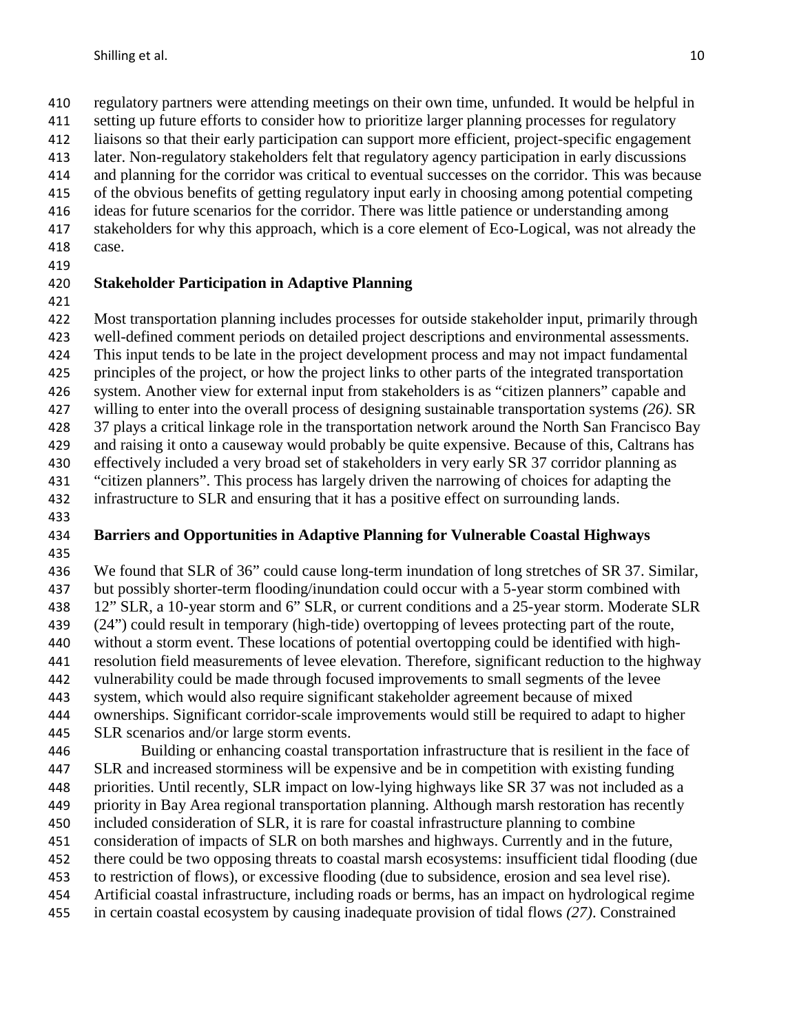regulatory partners were attending meetings on their own time, unfunded. It would be helpful in setting up future efforts to consider how to prioritize larger planning processes for regulatory liaisons so that their early participation can support more efficient, project-specific engagement later. Non-regulatory stakeholders felt that regulatory agency participation in early discussions and planning for the corridor was critical to eventual successes on the corridor. This was because of the obvious benefits of getting regulatory input early in choosing among potential competing ideas for future scenarios for the corridor. There was little patience or understanding among stakeholders for why this approach, which is a core element of Eco-Logical, was not already the case.

## Stakeholder Participation in Adaptive Planning

Most transportation planning includes processes for outside stakeholder input, primarily through well-defined comment periods on detailed project descriptions and environmental assessments. This input tends to be late in the project development process and may not impact fundamental principles of the project, or how the project links to other parts of the integrated transportation system. Another view for external input from stakeholders is as "citizen planners" capable and willing to enter into the overall process of designing sustainable transportation systems *(26)*. SR 37 plays a critical linkage role in the transportation network around the North San Francisco Bay and raising it onto a causeway would probably be quite expensive. Because of this, Caltrans has effectively included a very broad set of stakeholders in very early SR 37 corridor planning as "citizen planners". This process has largely driven the narrowing of choices for adapting the infrastructure to SLR and ensuring that it has a positive effect on surrounding lands.

## Barriers and Opportunities in Adaptive Planning for Vulnerable Coastal Highways

We found that SLR of 36" could cause long-term inundation of long stretches of SR 37. Similar, but possibly shorter-term flooding/inundation could occur with a 5-year storm combined with 12" SLR, a 10-year storm and 6" SLR, or current conditions and a 25-year storm. Moderate SLR (24") could result in temporary (high-tide) overtopping of levees protecting part of the route, without a storm event. These locations of potential overtopping could be identified with high-resolution field measurements of levee elevation. Therefore, significant reduction to the highway vulnerability could be made through focused improvements to small segments of the levee system, which would also require significant stakeholder agreement because of mixed ownerships. Significant corridor-scale improvements would still be required to adapt to higher SLR scenarios and/or large storm events.

Building or enhancing coastal transportation infrastructure that is resilient in the face of SLR and increased storminess will be expensive and be in competition with existing funding priorities. Until recently, SLR impact on low-lying highways like SR 37 was not included as a priority in Bay Area regional transportation planning. Although marsh restoration has recently included consideration of SLR, it is rare for coastal infrastructure planning to combine consideration of impacts of SLR on both marshes and highways. Currently and in the future, there could be two opposing threats to coastal marsh ecosystems: insufficient tidal flooding (due to restriction of flows), or excessive flooding (due to subsidence, erosion and sea level rise). Artificial coastal infrastructure, including roads or berms, has an impact on hydrological regime in certain coastal ecosystem by causing inadequate provision of tidal flows *(27)*. Constrained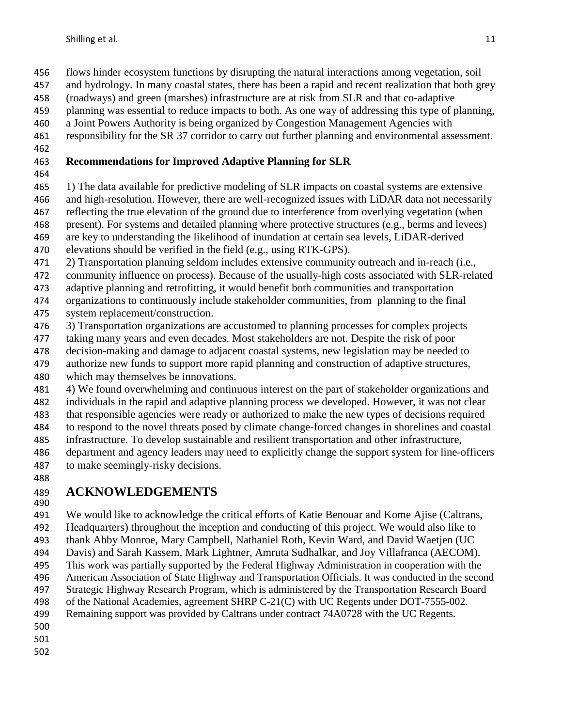flows hinder ecosystem functions by disrupting the natural interactions among vegetation, soil and hydrology. In many coastal states, there has been a rapid and recent realization that both grey (roadways) and green (marshes) infrastructure are at risk from SLR and that co-adaptive planning was essential to reduce impacts to both. As one way of addressing this type of planning, a Joint Powers Authority is being organized by Congestion Management Agencies with responsibility for the SR 37 corridor to carry out further planning and environmental assessment.

**Recommendations for Improved Adaptive Planning for SLR**

1) The data available for predictive modeling of SLR impacts on coastal systems are extensive and high-resolution. However, there are well-recognized issues with LiDAR data not necessarily reflecting the true elevation of the ground due to interference from overlying vegetation (when present). For systems and detailed planning where protective structures (e.g., berms and levees) are key to understanding the likelihood of inundation at certain sea levels, LiDAR-derived elevations should be verified in the field (e.g., using RTK-GPS).
2) Transportation planning seldom includes extensive community outreach and in-reach (i.e., community influence on process). Because of the usually-high costs associated with SLR-related adaptive planning and retrofitting, it would benefit both communities and transportation organizations to continuously include stakeholder communities, from planning to the final system replacement/construction.
3) Transportation organizations are accustomed to planning processes for complex projects taking many years and even decades. Most stakeholders are not. Despite the risk of poor decision-making and damage to adjacent coastal systems, new legislation may be needed to authorize new funds to support more rapid planning and construction of adaptive structures, which may themselves be innovations.
4) We found overwhelming and continuous interest on the part of stakeholder organizations and individuals in the rapid and adaptive planning process we developed. However, it was not clear that responsible agencies were ready or authorized to make the new types of decisions required to respond to the novel threats posed by climate change-forced changes in shorelines and coastal infrastructure. To develop sustainable and resilient transportation and other infrastructure, department and agency leaders may need to explicitly change the support system for line-officers to make seemingly-risky decisions.

# ACKNOWLEDGEMENTS

We would like to acknowledge the critical efforts of Katie Benouar and Kome Ajise (Caltrans, Headquarters) throughout the inception and conducting of this project. We would also like to thank Abby Monroe, Mary Campbell, Nathaniel Roth, Kevin Ward, and David Waetjen (UC Davis) and Sarah Kassem, Mark Lightner, Amruta Sudhalkar, and Joy Villafranca (AECOM). This work was partially supported by the Federal Highway Administration in cooperation with the American Association of State Highway and Transportation Officials. It was conducted in the second Strategic Highway Research Program, which is administered by the Transportation Research Board of the National Academies, agreement SHRP C-21(C) with UC Regents under DOT-7555-002. Remaining support was provided by Caltrans under contract 74A0728 with the UC Regents.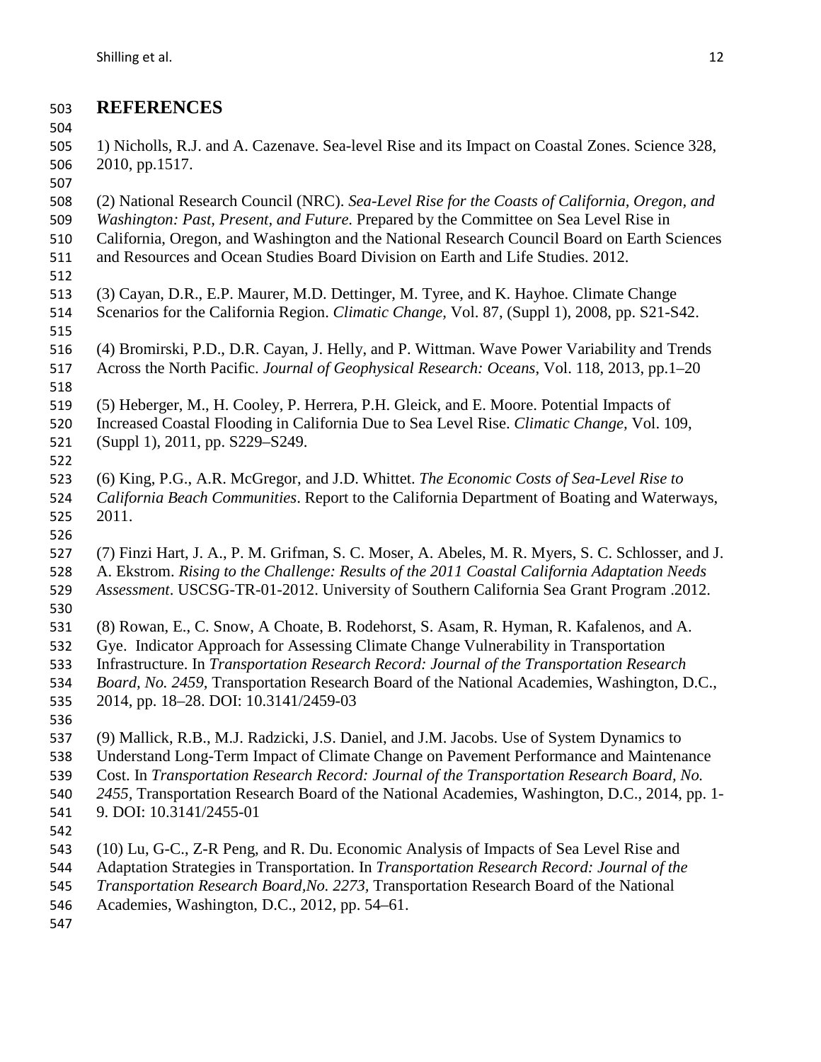# REFERENCES

1) Nicholls, R.J. and A. Cazenave. Sea-level Rise and its Impact on Coastal Zones. Science 328, 2010, pp.1517.

(2) National Research Council (NRC). *Sea-Level Rise for the Coasts of California, Oregon, and Washington: Past, Present, and Future.* Prepared by the Committee on Sea Level Rise in California, Oregon, and Washington and the National Research Council Board on Earth Sciences and Resources and Ocean Studies Board Division on Earth and Life Studies. 2012.

(3) Cayan, D.R., E.P. Maurer, M.D. Dettinger, M. Tyree, and K. Hayhoe. Climate Change Scenarios for the California Region. *Climatic Change,* Vol. 87, (Suppl 1), 2008, pp. S21-S42.

(4) Bromirski, P.D., D.R. Cayan, J. Helly, and P. Wittman. Wave Power Variability and Trends Across the North Pacific. *Journal of Geophysical Research: Oceans*, Vol. 118, 2013, pp.1–20

(5) Heberger, M., H. Cooley, P. Herrera, P.H. Gleick, and E. Moore. Potential Impacts of Increased Coastal Flooding in California Due to Sea Level Rise. *Climatic Change,* Vol. 109, (Suppl 1), 2011, pp. S229–S249.

(6) King, P.G., A.R. McGregor, and J.D. Whittet. *The Economic Costs of Sea-Level Rise to California Beach Communities*. Report to the California Department of Boating and Waterways, 2011.

(7) Finzi Hart, J. A., P. M. Grifman, S. C. Moser, A. Abeles, M. R. Myers, S. C. Schlosser, and J. A. Ekstrom. *Rising to the Challenge: Results of the 2011 Coastal California Adaptation Needs Assessment*. USCSG-TR-01-2012. University of Southern California Sea Grant Program .2012.

(8) Rowan, E., C. Snow, A Choate, B. Rodehorst, S. Asam, R. Hyman, R. Kafalenos, and A. Gye. Indicator Approach for Assessing Climate Change Vulnerability in Transportation Infrastructure. In *Transportation Research Record: Journal of the Transportation Research Board, No. 2459,* Transportation Research Board of the National Academies, Washington, D.C., 2014, pp. 18–28. DOI: 10.3141/2459-03

(9) Mallick, R.B., M.J. Radzicki, J.S. Daniel, and J.M. Jacobs. Use of System Dynamics to Understand Long-Term Impact of Climate Change on Pavement Performance and Maintenance Cost. In *Transportation Research Record: Journal of the Transportation Research Board, No. 2455,* Transportation Research Board of the National Academies, Washington, D.C., 2014, pp. 1-9. DOI: 10.3141/2455-01

(10) Lu, G-C., Z-R Peng, and R. Du. Economic Analysis of Impacts of Sea Level Rise and Adaptation Strategies in Transportation. In *Transportation Research Record: Journal of the Transportation Research Board,No. 2273,* Transportation Research Board of the National Academies, Washington, D.C., 2012, pp. 54–61.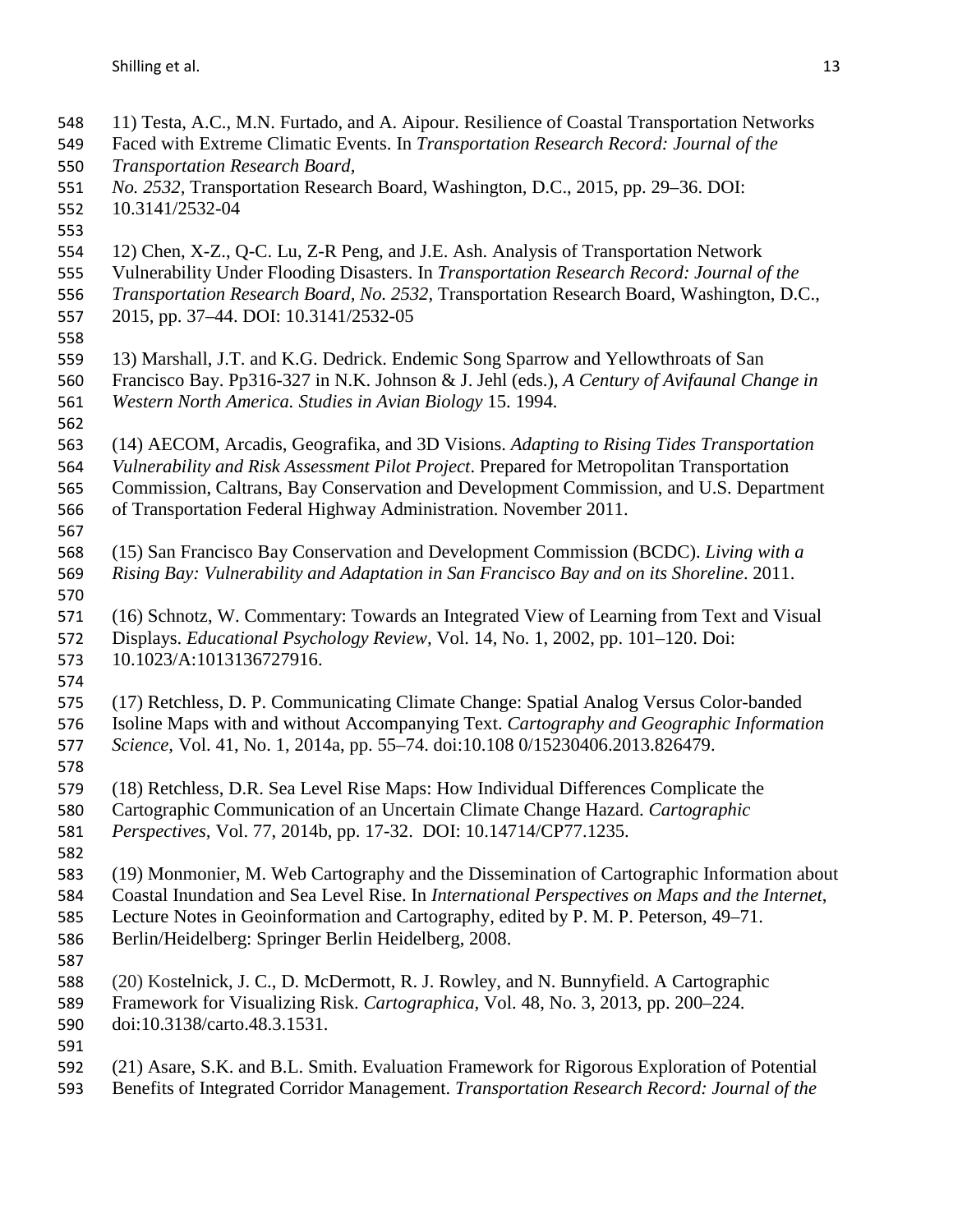11) Testa, A.C., M.N. Furtado, and A. Aipour. Resilience of Coastal Transportation Networks Faced with Extreme Climatic Events. In *Transportation Research Record: Journal of the Transportation Research Board, No. 2532*, Transportation Research Board, Washington, D.C., 2015, pp. 29–36. DOI: 10.3141/2532-04

12) Chen, X-Z., Q-C. Lu, Z-R Peng, and J.E. Ash. Analysis of Transportation Network Vulnerability Under Flooding Disasters. In *Transportation Research Record: Journal of the Transportation Research Board, No. 2532*, Transportation Research Board, Washington, D.C., 2015, pp. 37–44. DOI: 10.3141/2532-05

13) Marshall, J.T. and K.G. Dedrick. Endemic Song Sparrow and Yellowthroats of San Francisco Bay. Pp316-327 in N.K. Johnson & J. Jehl (eds.), *A Century of Avifaunal Change in Western North America. Studies in Avian Biology* 15. 1994.

(14) AECOM, Arcadis, Geografika, and 3D Visions. *Adapting to Rising Tides Transportation Vulnerability and Risk Assessment Pilot Project*. Prepared for Metropolitan Transportation Commission, Caltrans, Bay Conservation and Development Commission, and U.S. Department of Transportation Federal Highway Administration. November 2011.

(15) San Francisco Bay Conservation and Development Commission (BCDC). *Living with a Rising Bay: Vulnerability and Adaptation in San Francisco Bay and on its Shoreline*. 2011.

(16) Schnotz, W. Commentary: Towards an Integrated View of Learning from Text and Visual Displays. *Educational Psychology Review*, Vol. 14, No. 1, 2002, pp. 101–120. Doi: 10.1023/A:1013136727916.

(17) Retchless, D. P. Communicating Climate Change: Spatial Analog Versus Color-banded Isoline Maps with and without Accompanying Text. *Cartography and Geographic Information Science*, Vol. 41, No. 1, 2014a, pp. 55–74. doi:10.108 0/15230406.2013.826479.

(18) Retchless, D.R. Sea Level Rise Maps: How Individual Differences Complicate the Cartographic Communication of an Uncertain Climate Change Hazard. *Cartographic Perspectives*, Vol. 77, 2014b, pp. 17-32. DOI: 10.14714/CP77.1235.

(19) Monmonier, M. Web Cartography and the Dissemination of Cartographic Information about Coastal Inundation and Sea Level Rise. In *International Perspectives on Maps and the Internet*, Lecture Notes in Geoinformation and Cartography, edited by P. M. P. Peterson, 49–71. Berlin/Heidelberg: Springer Berlin Heidelberg, 2008.

(20) Kostelnick, J. C., D. McDermott, R. J. Rowley, and N. Bunnyfield. A Cartographic Framework for Visualizing Risk. *Cartographica*, Vol. 48, No. 3, 2013, pp. 200–224. doi:10.3138/carto.48.3.1531.

(21) Asare, S.K. and B.L. Smith. Evaluation Framework for Rigorous Exploration of Potential Benefits of Integrated Corridor Management. *Transportation Research Record: Journal of the*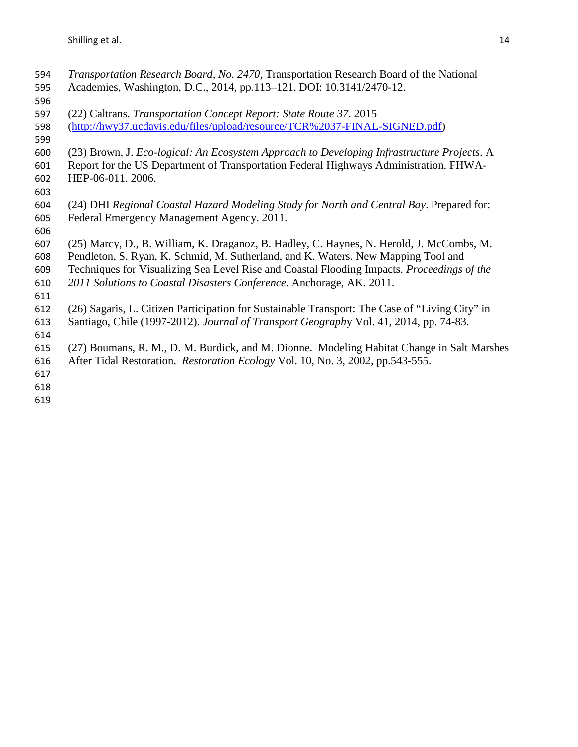*Transportation Research Board, No. 2470*, Transportation Research Board of the National Academies, Washington, D.C., 2014, pp.113–121. DOI: 10.3141/2470-12.

(22) Caltrans. *Transportation Concept Report: State Route 37*. 2015 (http://hwy37.ucdavis.edu/files/upload/resource/TCR%2037-FINAL-SIGNED.pdf)

(23) Brown, J. *Eco-logical: An Ecosystem Approach to Developing Infrastructure Projects*. A Report for the US Department of Transportation Federal Highways Administration. FHWA-HEP-06-011. 2006.

(24) DHI *Regional Coastal Hazard Modeling Study for North and Central Bay*. Prepared for: Federal Emergency Management Agency. 2011.

(25) Marcy, D., B. William, K. Draganoz, B. Hadley, C. Haynes, N. Herold, J. McCombs, M. Pendleton, S. Ryan, K. Schmid, M. Sutherland, and K. Waters. New Mapping Tool and Techniques for Visualizing Sea Level Rise and Coastal Flooding Impacts. *Proceedings of the 2011 Solutions to Coastal Disasters Conference*. Anchorage, AK. 2011.

(26) Sagaris, L. Citizen Participation for Sustainable Transport: The Case of "Living City" in Santiago, Chile (1997-2012). *Journal of Transport Geography* Vol. 41, 2014, pp. 74-83.

(27) Boumans, R. M., D. M. Burdick, and M. Dionne. Modeling Habitat Change in Salt Marshes After Tidal Restoration. *Restoration Ecology* Vol. 10, No. 3, 2002, pp.543-555.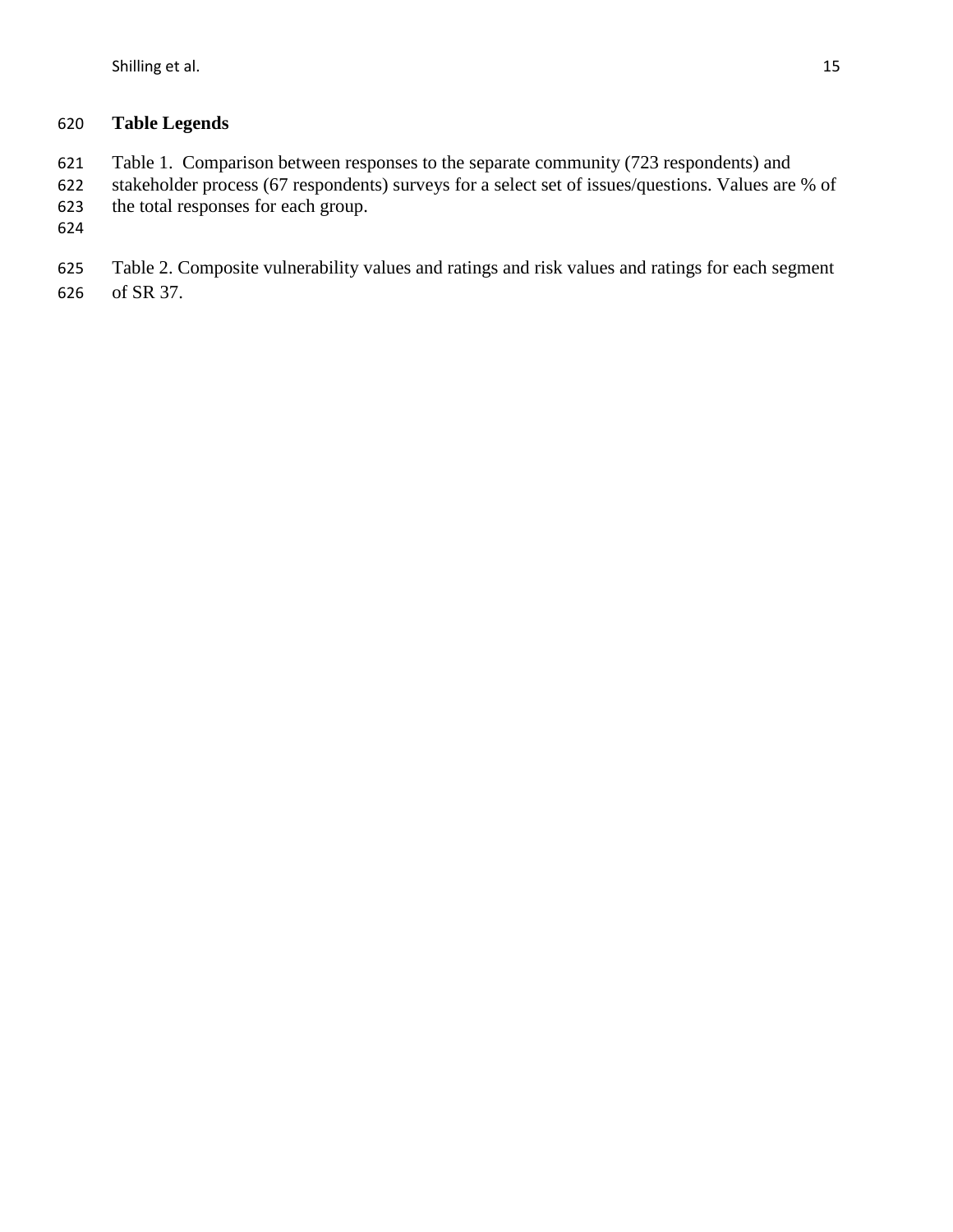## Table Legends

Table 1. Comparison between responses to the separate community (723 respondents) and stakeholder process (67 respondents) surveys for a select set of issues/questions. Values are % of the total responses for each group.

Table 2. Composite vulnerability values and ratings and risk values and ratings for each segment of SR 37.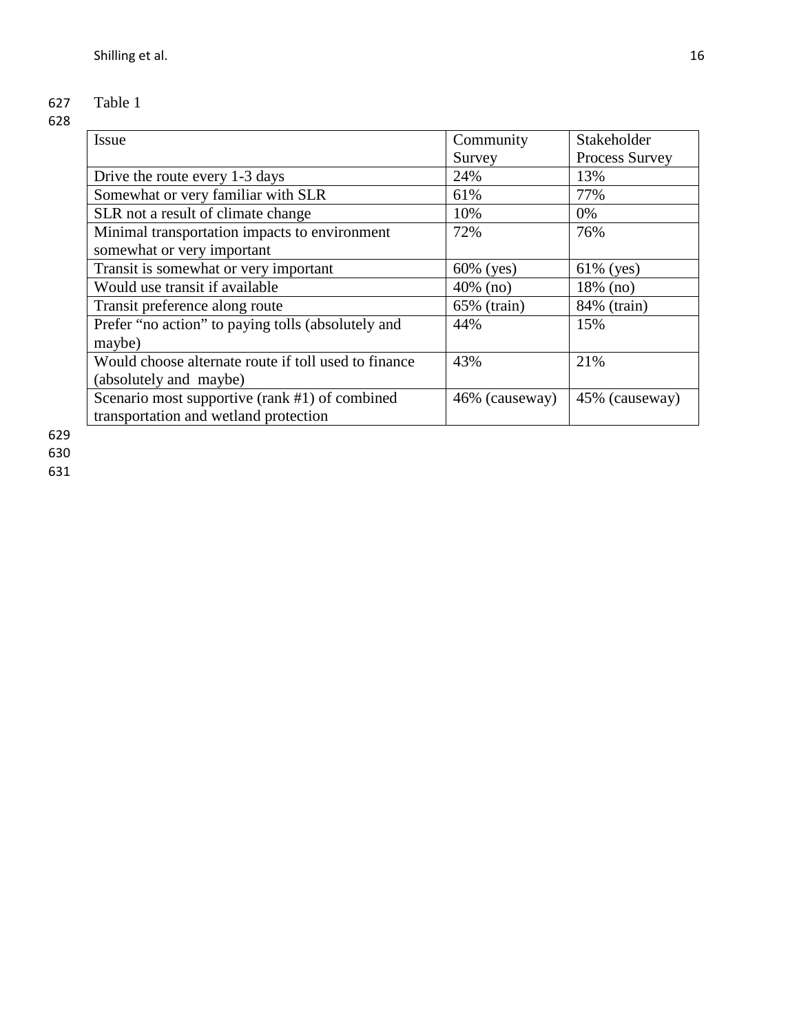Table 1

| Issue | Community Survey | Stakeholder Process Survey |
|---|---|---|
| Drive the route every 1-3 days | 24% | 13% |
| Somewhat or very familiar with SLR | 61% | 77% |
| SLR not a result of climate change | 10% | 0% |
| Minimal transportation impacts to environment somewhat or very important | 72% | 76% |
| Transit is somewhat or very important | 60% (yes) | 61% (yes) |
| Would use transit if available | 40% (no) | 18% (no) |
| Transit preference along route | 65% (train) | 84% (train) |
| Prefer “no action” to paying tolls (absolutely and maybe) | 44% | 15% |
| Would choose alternate route if toll used to finance (absolutely and maybe) | 43% | 21% |
| Scenario most supportive (rank #1) of combined transportation and wetland protection | 46% (causeway) | 45% (causeway) |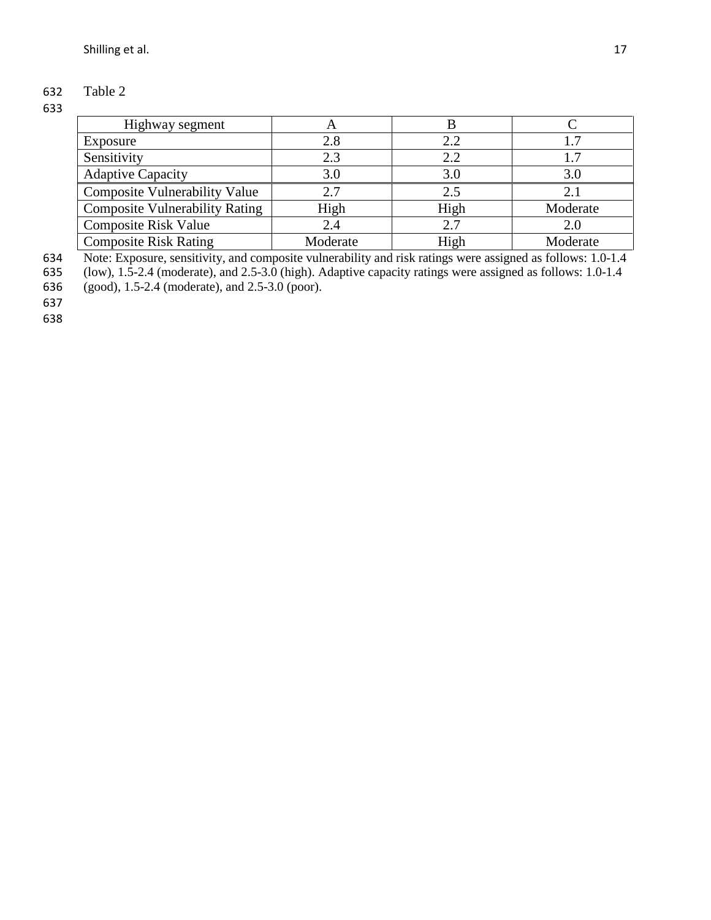Table 2

| Highway segment | A | B | C |
| --- | --- | --- | --- |
| Exposure | 2.8 | 2.2 | 1.7 |
| Sensitivity | 2.3 | 2.2 | 1.7 |
| Adaptive Capacity | 3.0 | 3.0 | 3.0 |
| Composite Vulnerability Value | 2.7 | 2.5 | 2.1 |
| Composite Vulnerability Rating | High | High | Moderate |
| Composite Risk Value | 2.4 | 2.7 | 2.0 |
| Composite Risk Rating | Moderate | High | Moderate |

Note: Exposure, sensitivity, and composite vulnerability and risk ratings were assigned as follows: 1.0-1.4 (low), 1.5-2.4 (moderate), and 2.5-3.0 (high). Adaptive capacity ratings were assigned as follows: 1.0-1.4 (good), 1.5-2.4 (moderate), and 2.5-3.0 (poor).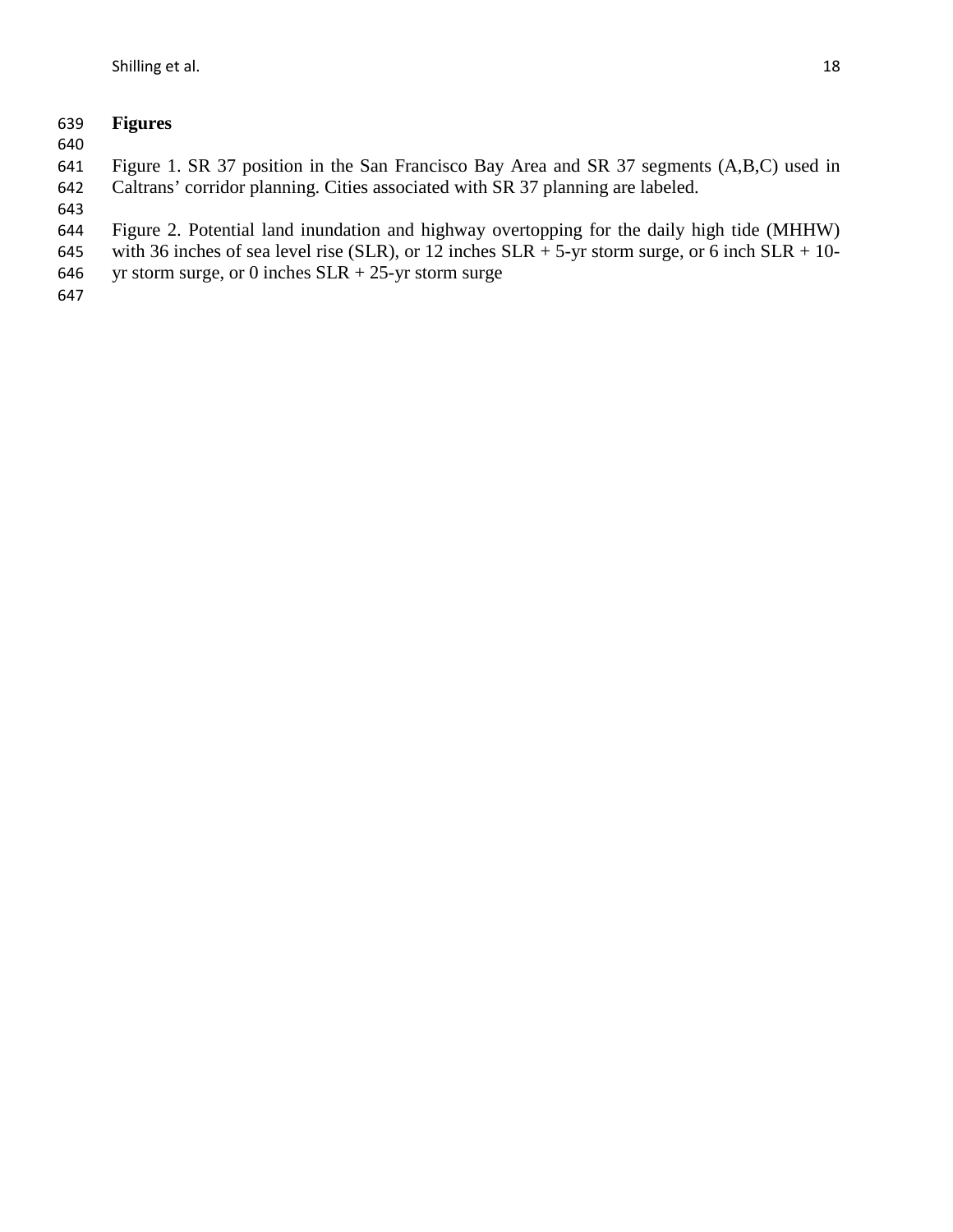## Figures

Figure 1. SR 37 position in the San Francisco Bay Area and SR 37 segments (A,B,C) used in Caltrans' corridor planning. Cities associated with SR 37 planning are labeled.

Figure 2. Potential land inundation and highway overtopping for the daily high tide (MHHW) with 36 inches of sea level rise (SLR), or 12 inches SLR + 5-yr storm surge, or 6 inch SLR + 10-yr storm surge, or 0 inches SLR + 25-yr storm surge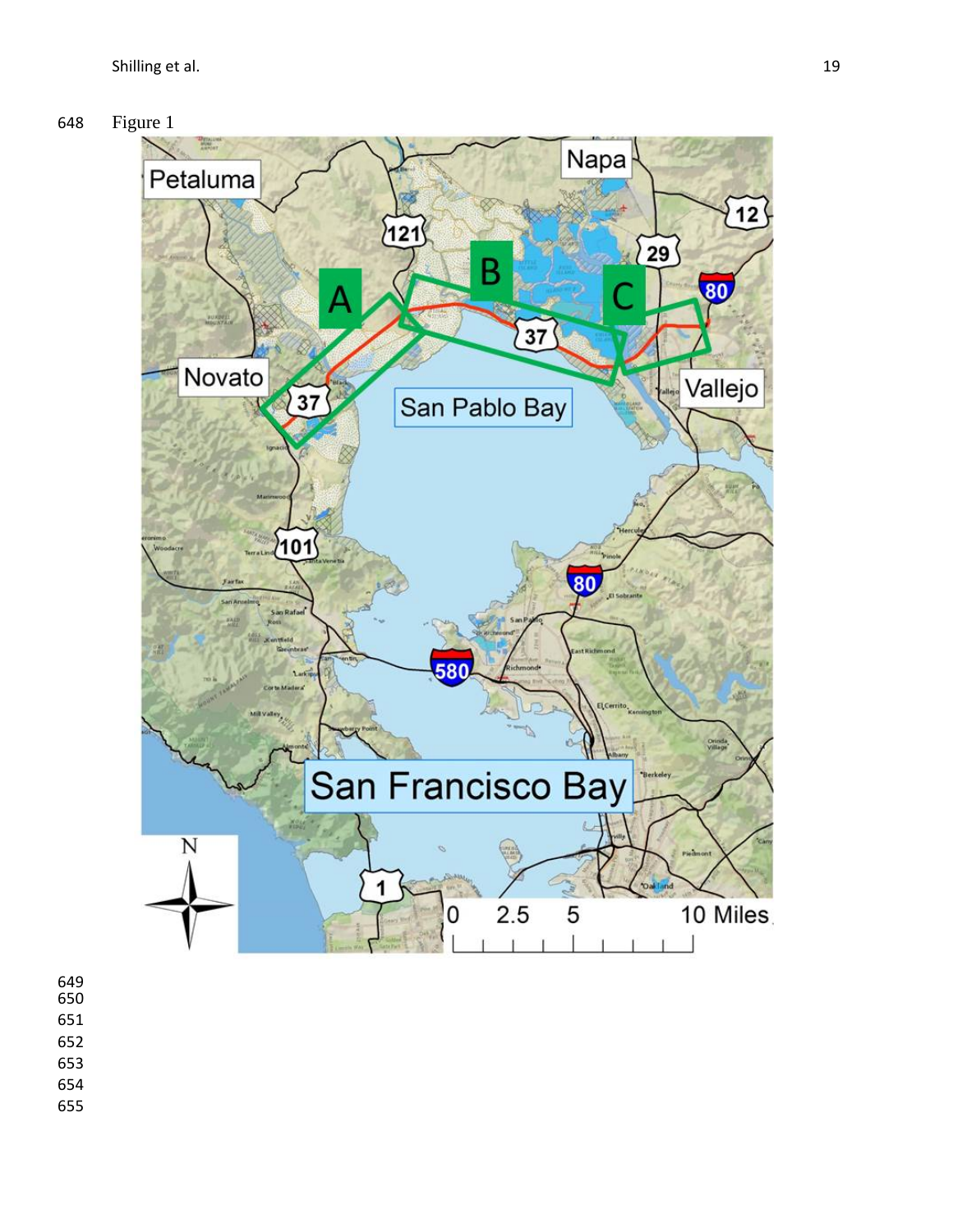Figure 1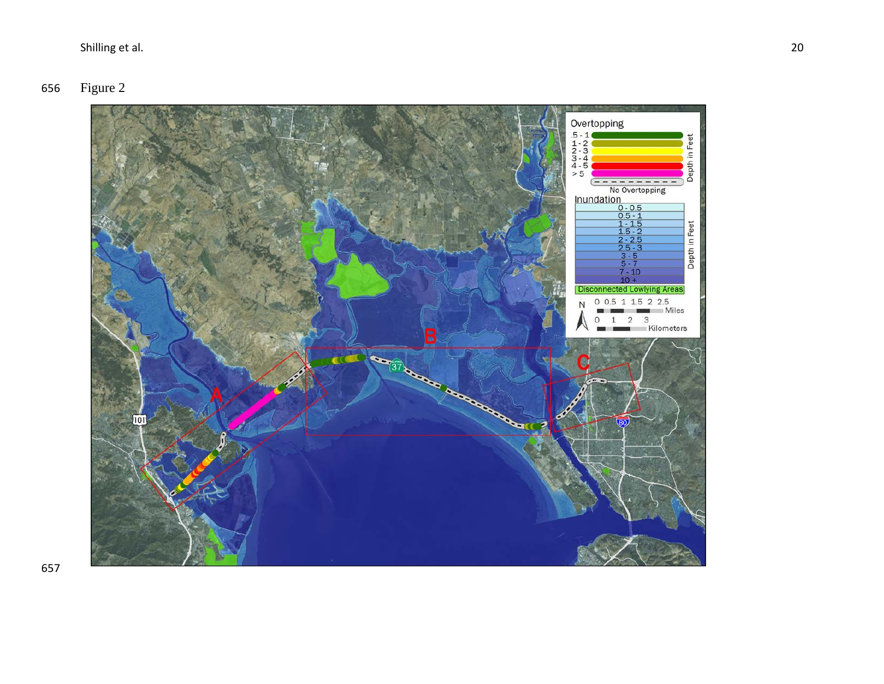Figure 2

Overtopping

.5 - 1
1 - 2
2 - 3
3 - 4
4 - 5
> 5

No Overtopping

Depth in Feet

Inundation

0 - 0.5
0.5 - 1
1 - 1.5
1.5 - 2
2 - 2.5
2.5 - 3
3 - 5
5 - 7
7 - 10
10 +

Depth in Feet

Disconnected Lowlying Areas

N

0 0.5 1 1.5 2 2.5 Miles

0 1 2 3 Kilometers

A

B

C

101

37

80